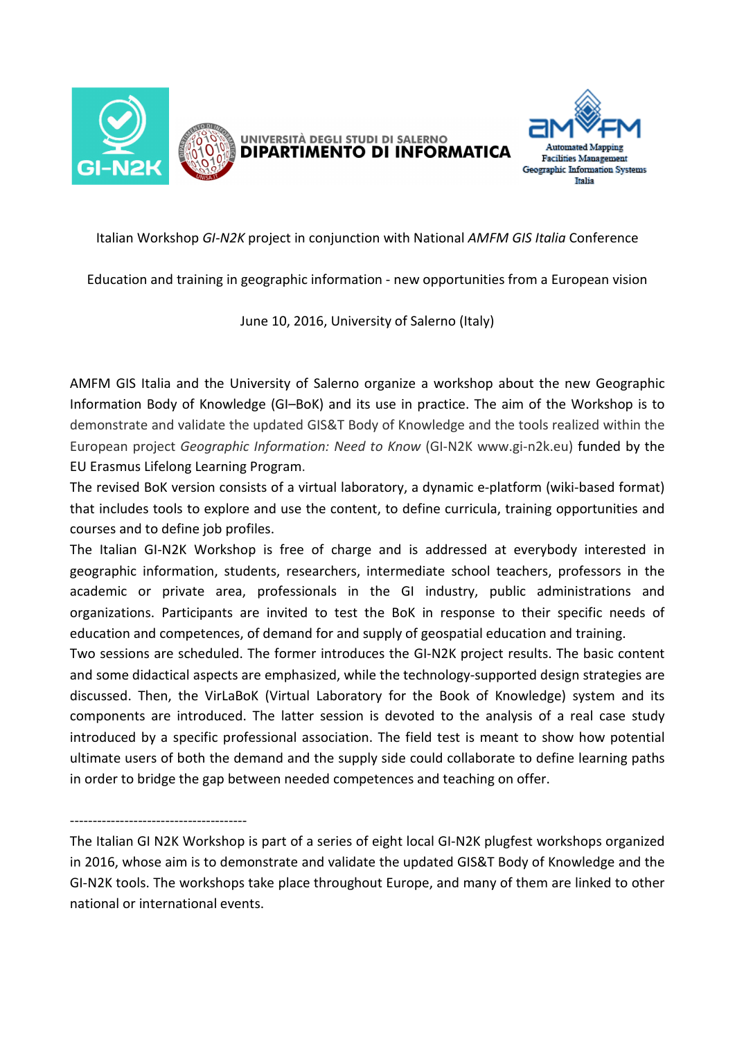UNIVERSITÀ DEGLI STUDI DI SALERNO
**DIPARTIMENTO DI INFORMATICA**

Automated Mapping
Facilities Management
Geographic Information Systems
Italia

Italian Workshop *GI-N2K* project in conjunction with National *AMFM GIS Italia* Conference

Education and training in geographic information - new opportunities from a European vision

June 10, 2016, University of Salerno (Italy)

AMFM GIS Italia and the University of Salerno organize a workshop about the new Geographic Information Body of Knowledge (GI–BoK) and its use in practice. The aim of the Workshop is to demonstrate and validate the updated GIS&T Body of Knowledge and the tools realized within the European project *Geographic Information: Need to Know* (GI-N2K www.gi-n2k.eu) funded by the EU Erasmus Lifelong Learning Program.

The revised BoK version consists of a virtual laboratory, a dynamic e-platform (wiki-based format) that includes tools to explore and use the content, to define curricula, training opportunities and courses and to define job profiles.

The Italian GI-N2K Workshop is free of charge and is addressed at everybody interested in geographic information, students, researchers, intermediate school teachers, professors in the academic or private area, professionals in the GI industry, public administrations and organizations. Participants are invited to test the BoK in response to their specific needs of education and competences, of demand for and supply of geospatial education and training.

Two sessions are scheduled. The former introduces the GI-N2K project results. The basic content and some didactical aspects are emphasized, while the technology-supported design strategies are discussed. Then, the VirLaBoK (Virtual Laboratory for the Book of Knowledge) system and its components are introduced. The latter session is devoted to the analysis of a real case study introduced by a specific professional association. The field test is meant to show how potential ultimate users of both the demand and the supply side could collaborate to define learning paths in order to bridge the gap between needed competences and teaching on offer.

---------------------------------------

The Italian GI N2K Workshop is part of a series of eight local GI-N2K plugfest workshops organized in 2016, whose aim is to demonstrate and validate the updated GIS&T Body of Knowledge and the GI-N2K tools. The workshops take place throughout Europe, and many of them are linked to other national or international events.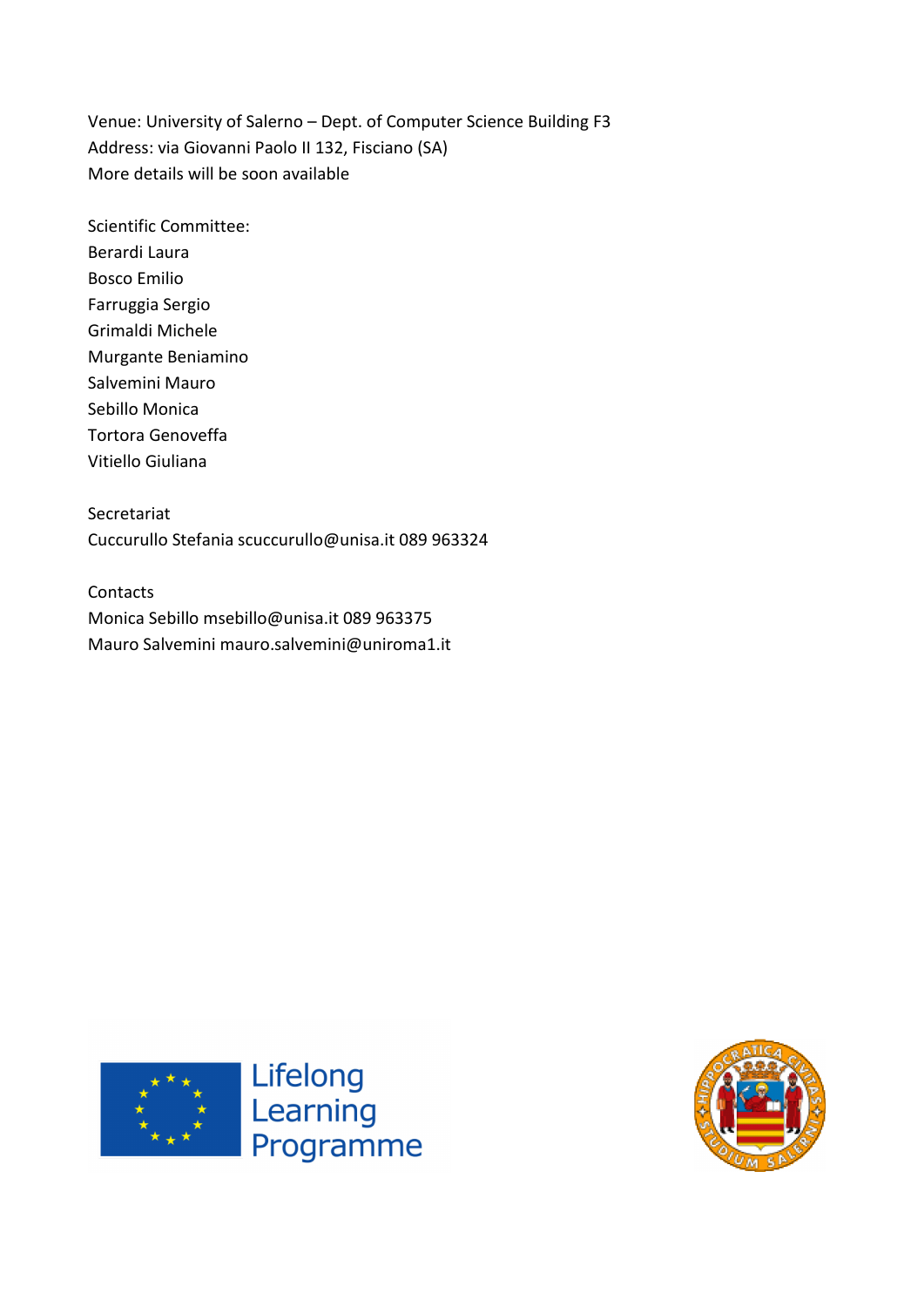Venue: University of Salerno – Dept. of Computer Science Building F3
Address: via Giovanni Paolo II 132, Fisciano (SA)
More details will be soon available

Scientific Committee:
Berardi Laura
Bosco Emilio
Farruggia Sergio
Grimaldi Michele
Murgante Beniamino
Salvemini Mauro
Sebillo Monica
Tortora Genoveffa
Vitiello Giuliana

Secretariat
Cuccurullo Stefania scuccurullo@unisa.it 089 963324

Contacts
Monica Sebillo msebillo@unisa.it 089 963375
Mauro Salvemini mauro.salvemini@uniroma1.it